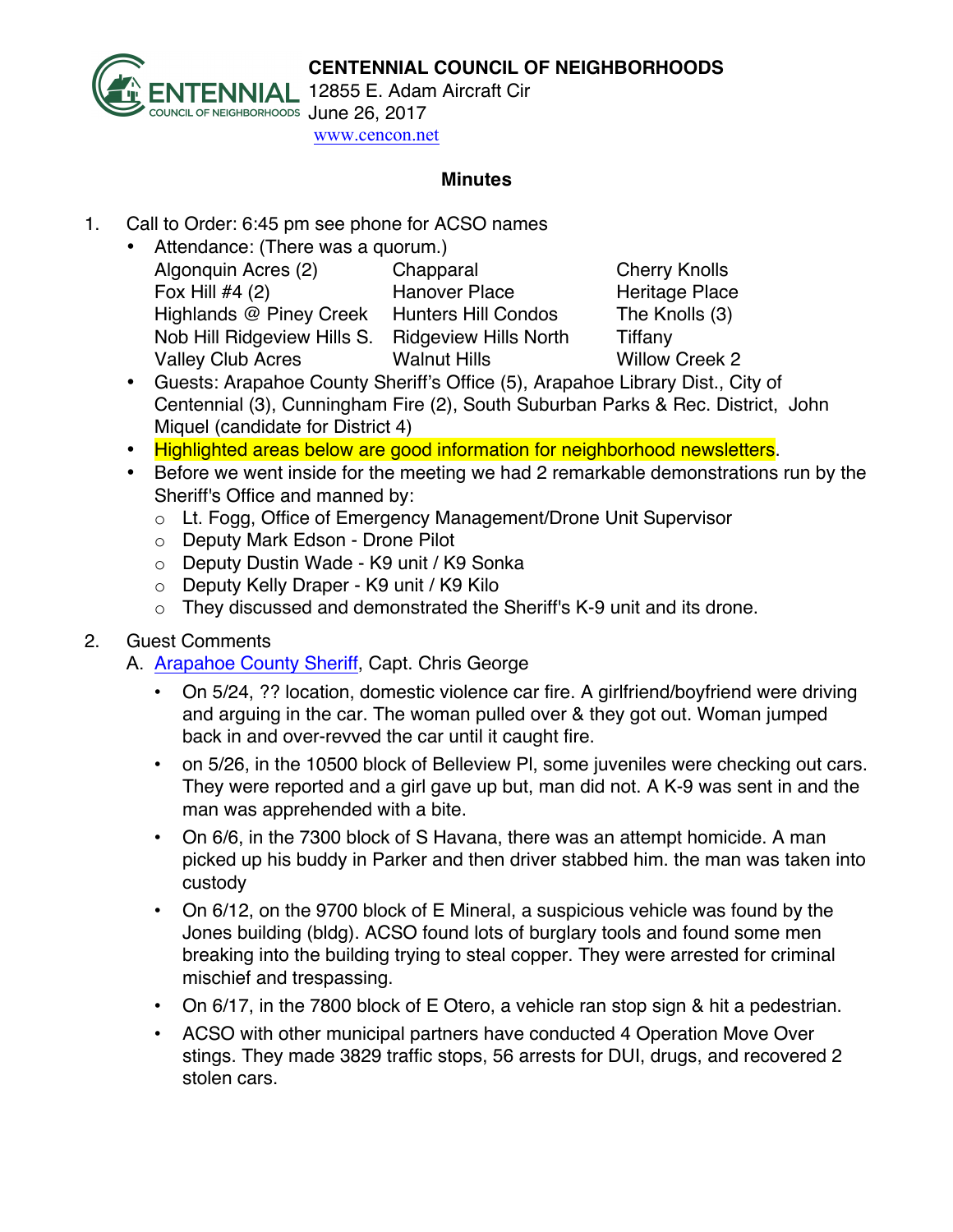**CENTENNIAL COUNCIL OF NEIGHBORHOODS**
12855 E. Adam Aircraft Cir
June 26, 2017
www.cencon.net

## Minutes

1. Call to Order: 6:45 pm see phone for ACSO names
   - Attendance: (There was a quorum.)

| | | |
|---|---|---|
| Algonquin Acres (2) | Chapparal | Cherry Knolls |
| Fox Hill #4 (2) | Hanover Place | Heritage Place |
| Highlands @ Piney Creek | Hunters Hill Condos | The Knolls (3) |
| Nob Hill Ridgeview Hills S. | Ridgeview Hills North | Tiffany |
| Valley Club Acres | Walnut Hills | Willow Creek 2 |

   - Guests: Arapahoe County Sheriff's Office (5), Arapahoe Library Dist., City of Centennial (3), Cunningham Fire (2), South Suburban Parks & Rec. District, John Miquel (candidate for District 4)
   - Highlighted areas below are good information for neighborhood newsletters.
   - Before we went inside for the meeting we had 2 remarkable demonstrations run by the Sheriff's Office and manned by:
     - Lt. Fogg, Office of Emergency Management/Drone Unit Supervisor
     - Deputy Mark Edson - Drone Pilot
     - Deputy Dustin Wade - K9 unit / K9 Sonka
     - Deputy Kelly Draper - K9 unit / K9 Kilo
     - They discussed and demonstrated the Sheriff's K-9 unit and its drone.

2. Guest Comments

   A. Arapahoe County Sheriff, Capt. Chris George
   - On 5/24, ?? location, domestic violence car fire. A girlfriend/boyfriend were driving and arguing in the car. The woman pulled over & they got out. Woman jumped back in and over-revved the car until it caught fire.
   - on 5/26, in the 10500 block of Belleview Pl, some juveniles were checking out cars. They were reported and a girl gave up but, man did not. A K-9 was sent in and the man was apprehended with a bite.
   - On 6/6, in the 7300 block of S Havana, there was an attempt homicide. A man picked up his buddy in Parker and then driver stabbed him. the man was taken into custody
   - On 6/12, on the 9700 block of E Mineral, a suspicious vehicle was found by the Jones building (bldg). ACSO found lots of burglary tools and found some men breaking into the building trying to steal copper. They were arrested for criminal mischief and trespassing.
   - On 6/17, in the 7800 block of E Otero, a vehicle ran stop sign & hit a pedestrian.
   - ACSO with other municipal partners have conducted 4 Operation Move Over stings. They made 3829 traffic stops, 56 arrests for DUI, drugs, and recovered 2 stolen cars.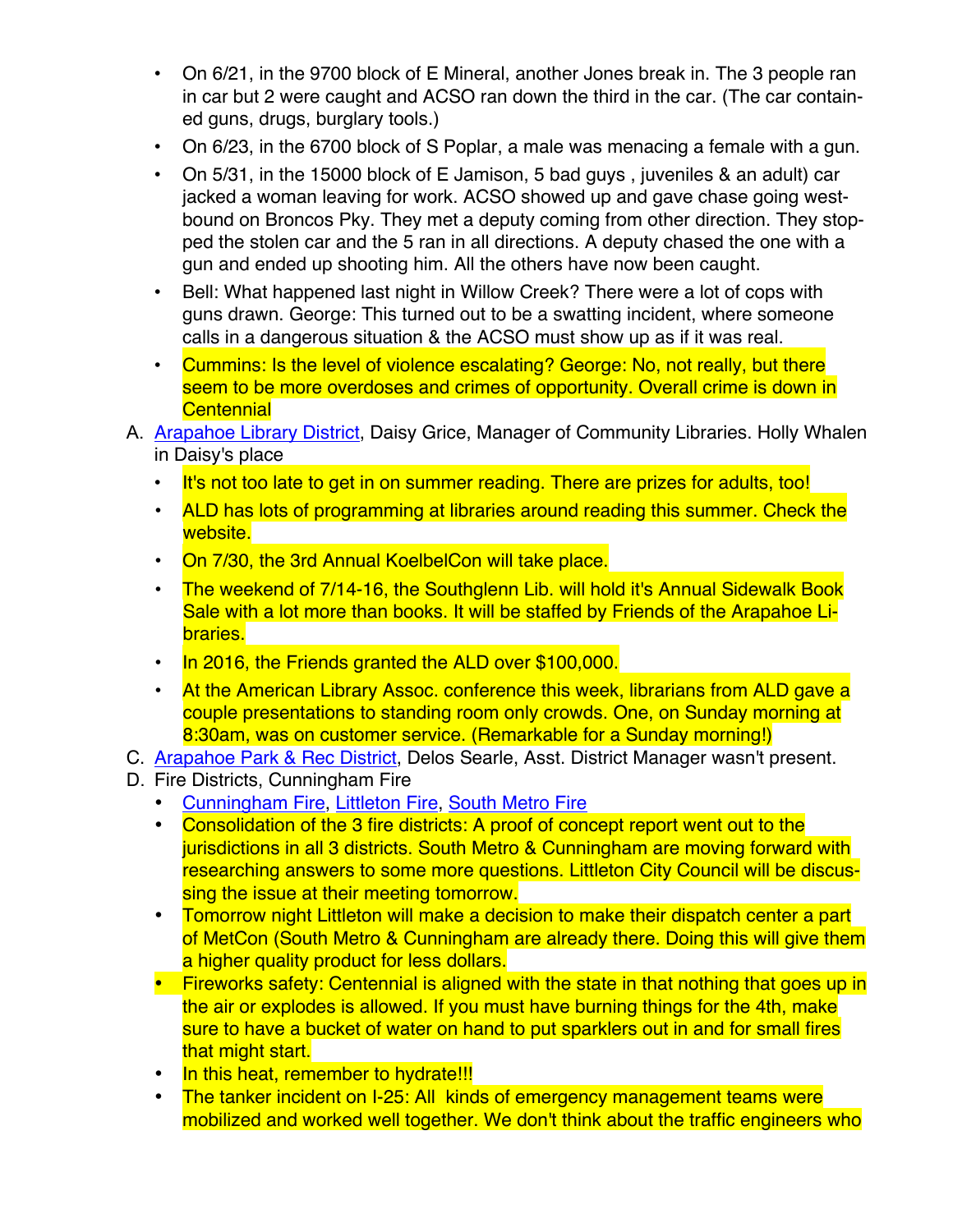- On 6/21, in the 9700 block of E Mineral, another Jones break in. The 3 people ran in car but 2 were caught and ACSO ran down the third in the car. (The car contained guns, drugs, burglary tools.)
- On 6/23, in the 6700 block of S Poplar, a male was menacing a female with a gun.
- On 5/31, in the 15000 block of E Jamison, 5 bad guys , juveniles & an adult) car jacked a woman leaving for work. ACSO showed up and gave chase going westbound on Broncos Pky. They met a deputy coming from other direction. They stopped the stolen car and the 5 ran in all directions. A deputy chased the one with a gun and ended up shooting him. All the others have now been caught.
- Bell: What happened last night in Willow Creek? There were a lot of cops with guns drawn. George: This turned out to be a swatting incident, where someone calls in a dangerous situation & the ACSO must show up as if it was real.
- Cummins: Is the level of violence escalating? George: No, not really, but there seem to be more overdoses and crimes of opportunity. Overall crime is down in Centennial

A. [Arapahoe Library District](), Daisy Grice, Manager of Community Libraries. Holly Whalen in Daisy's place
   - It's not too late to get in on summer reading. There are prizes for adults, too!
   - ALD has lots of programming at libraries around reading this summer. Check the website.
   - On 7/30, the 3rd Annual KoelbelCon will take place.
   - The weekend of 7/14-16, the Southglenn Lib. will hold it's Annual Sidewalk Book Sale with a lot more than books. It will be staffed by Friends of the Arapahoe Libraries.
   - In 2016, the Friends granted the ALD over $100,000.
   - At the American Library Assoc. conference this week, librarians from ALD gave a couple presentations to standing room only crowds. One, on Sunday morning at 8:30am, was on customer service. (Remarkable for a Sunday morning!)

C. [Arapahoe Park & Rec District](), Delos Searle, Asst. District Manager wasn't present.

D. Fire Districts, Cunningham Fire
   - [Cunningham Fire](), [Littleton Fire](), [South Metro Fire]()
   - Consolidation of the 3 fire districts: A proof of concept report went out to the jurisdictions in all 3 districts. South Metro & Cunningham are moving forward with researching answers to some more questions. Littleton City Council will be discussing the issue at their meeting tomorrow.
   - Tomorrow night Littleton will make a decision to make their dispatch center a part of MetCon (South Metro & Cunningham are already there. Doing this will give them a higher quality product for less dollars.
   - Fireworks safety: Centennial is aligned with the state in that nothing that goes up in the air or explodes is allowed. If you must have burning things for the 4th, make sure to have a bucket of water on hand to put sparklers out in and for small fires that might start.
   - In this heat, remember to hydrate!!!
   - The tanker incident on I-25: All kinds of emergency management teams were mobilized and worked well together. We don't think about the traffic engineers who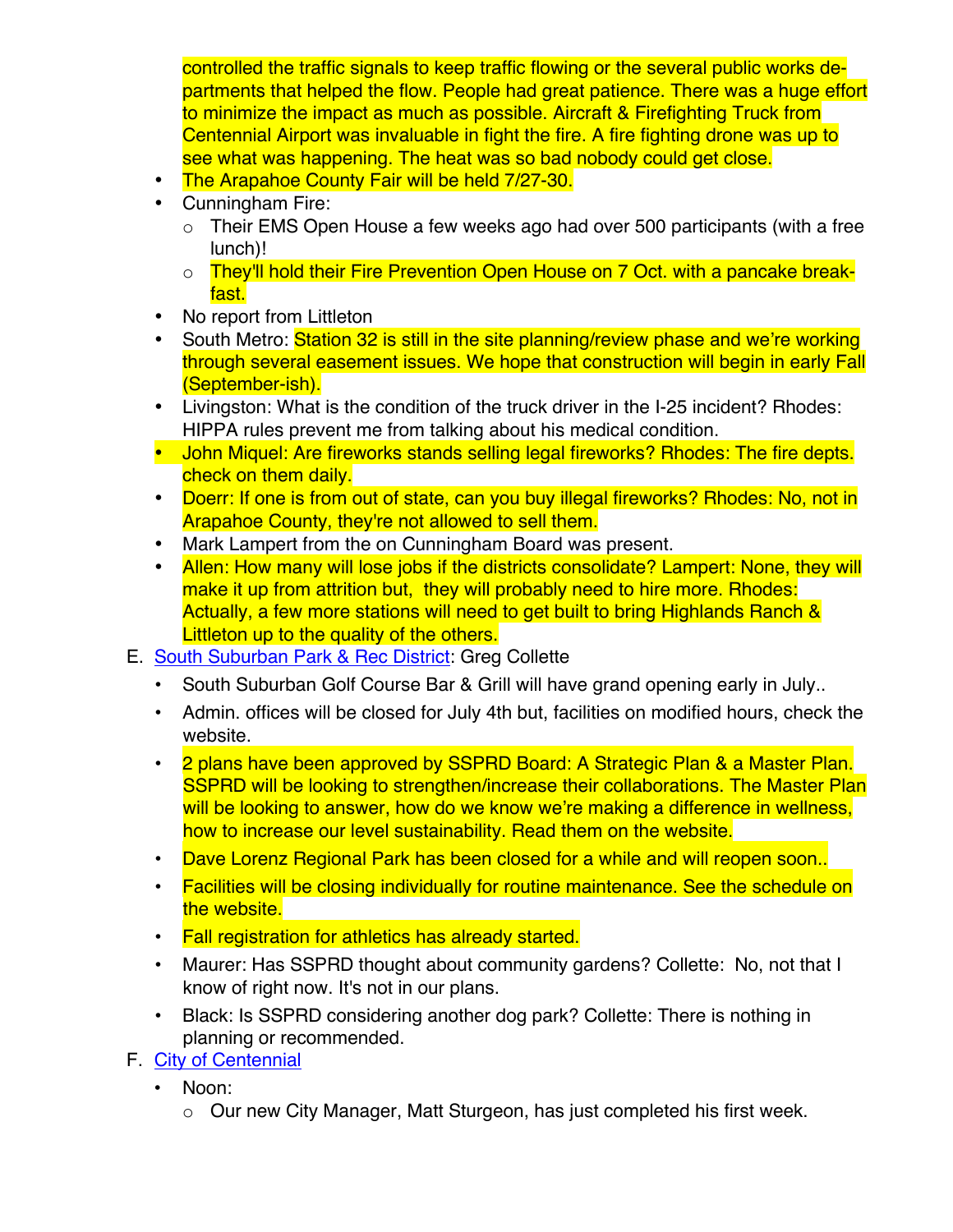controlled the traffic signals to keep traffic flowing or the several public works departments that helped the flow. People had great patience. There was a huge effort to minimize the impact as much as possible. Aircraft & Firefighting Truck from Centennial Airport was invaluable in fight the fire. A fire fighting drone was up to see what was happening. The heat was so bad nobody could get close.

- The Arapahoe County Fair will be held 7/27-30.
- Cunningham Fire:
  - Their EMS Open House a few weeks ago had over 500 participants (with a free lunch)!
  - They'll hold their Fire Prevention Open House on 7 Oct. with a pancake breakfast.
- No report from Littleton
- South Metro: Station 32 is still in the site planning/review phase and we're working through several easement issues. We hope that construction will begin in early Fall (September-ish).
- Livingston: What is the condition of the truck driver in the I-25 incident? Rhodes: HIPPA rules prevent me from talking about his medical condition.
- John Miquel: Are fireworks stands selling legal fireworks? Rhodes: The fire depts. check on them daily.
- Doerr: If one is from out of state, can you buy illegal fireworks? Rhodes: No, not in Arapahoe County, they're not allowed to sell them.
- Mark Lampert from the on Cunningham Board was present.
- Allen: How many will lose jobs if the districts consolidate? Lampert: None, they will make it up from attrition but, they will probably need to hire more. Rhodes: Actually, a few more stations will need to get built to bring Highlands Ranch & Littleton up to the quality of the others.

E. [South Suburban Park & Rec District](): Greg Collette

- South Suburban Golf Course Bar & Grill will have grand opening early in July..
- Admin. offices will be closed for July 4th but, facilities on modified hours, check the website.
- 2 plans have been approved by SSPRD Board: A Strategic Plan & a Master Plan. SSPRD will be looking to strengthen/increase their collaborations. The Master Plan will be looking to answer, how do we know we're making a difference in wellness, how to increase our level sustainability. Read them on the website.
- Dave Lorenz Regional Park has been closed for a while and will reopen soon..
- Facilities will be closing individually for routine maintenance. See the schedule on the website.
- Fall registration for athletics has already started.
- Maurer: Has SSPRD thought about community gardens? Collette: No, not that I know of right now. It's not in our plans.
- Black: Is SSPRD considering another dog park? Collette: There is nothing in planning or recommended.

F. [City of Centennial]()

- Noon:
  - Our new City Manager, Matt Sturgeon, has just completed his first week.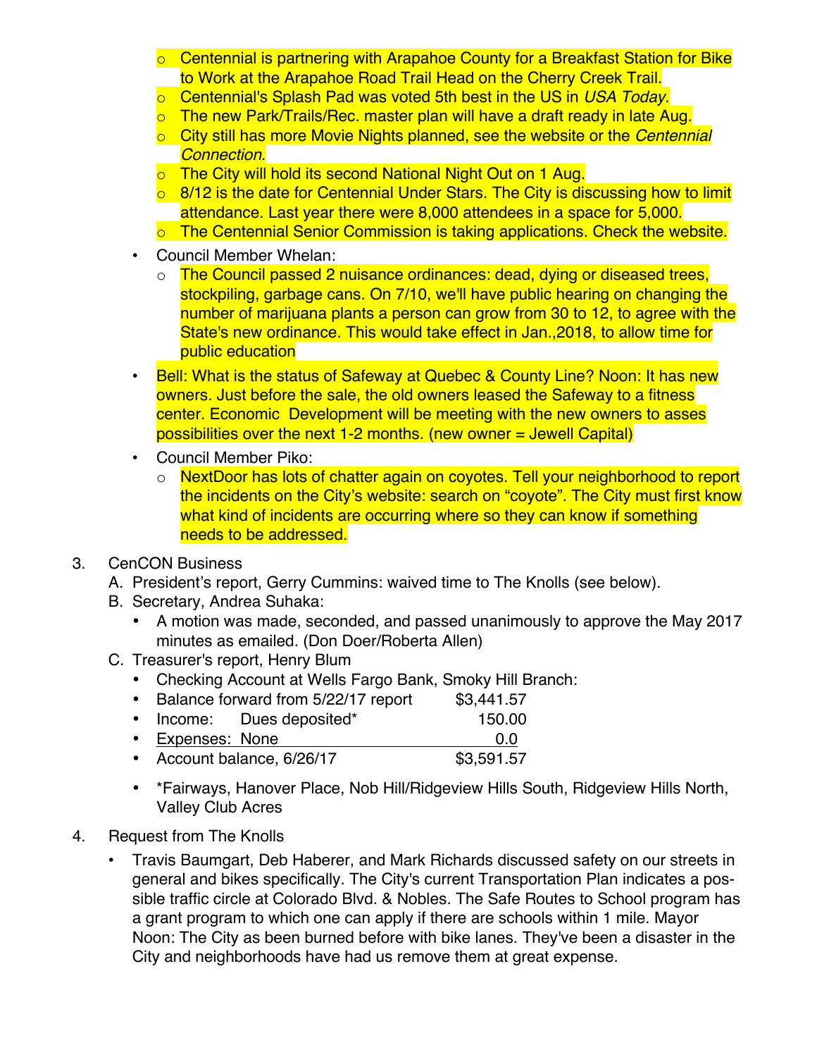- Centennial is partnering with Arapahoe County for a Breakfast Station for Bike to Work at the Arapahoe Road Trail Head on the Cherry Creek Trail.
   - Centennial's Splash Pad was voted 5th best in the US in *USA Today*.
   - The new Park/Trails/Rec. master plan will have a draft ready in late Aug.
   - City still has more Movie Nights planned, see the website or the *Centennial Connection*.
   - The City will hold its second National Night Out on 1 Aug.
   - 8/12 is the date for Centennial Under Stars. The City is discussing how to limit attendance. Last year there were 8,000 attendees in a space for 5,000.
   - The Centennial Senior Commission is taking applications. Check the website.
- Council Member Whelan:
   - The Council passed 2 nuisance ordinances: dead, dying or diseased trees, stockpiling, garbage cans. On 7/10, we'll have public hearing on changing the number of marijuana plants a person can grow from 30 to 12, to agree with the State's new ordinance. This would take effect in Jan.,2018, to allow time for public education
- Bell: What is the status of Safeway at Quebec & County Line? Noon: It has new owners. Just before the sale, the old owners leased the Safeway to a fitness center. Economic Development will be meeting with the new owners to asses possibilities over the next 1-2 months. (new owner = Jewell Capital)
- Council Member Piko:
   - NextDoor has lots of chatter again on coyotes. Tell your neighborhood to report the incidents on the City's website: search on "coyote". The City must first know what kind of incidents are occurring where so they can know if something needs to be addressed.

3. CenCON Business
   A. President's report, Gerry Cummins: waived time to The Knolls (see below).
   B. Secretary, Andrea Suhaka:
      - A motion was made, seconded, and passed unanimously to approve the May 2017 minutes as emailed. (Don Doer/Roberta Allen)
   C. Treasurer's report, Henry Blum
      - Checking Account at Wells Fargo Bank, Smoky Hill Branch:
      - Balance forward from 5/22/17 report $3,441.57
      - Income: Dues deposited* 150.00
      - <u>Expenses: None 0.0</u>
      - Account balance, 6/26/17 $3,591.57
      - *Fairways, Hanover Place, Nob Hill/Ridgeview Hills South, Ridgeview Hills North, Valley Club Acres

4. Request from The Knolls
   - Travis Baumgart, Deb Haberer, and Mark Richards discussed safety on our streets in general and bikes specifically. The City's current Transportation Plan indicates a possible traffic circle at Colorado Blvd. & Nobles. The Safe Routes to School program has a grant program to which one can apply if there are schools within 1 mile. Mayor Noon: The City as been burned before with bike lanes. They've been a disaster in the City and neighborhoods have had us remove them at great expense.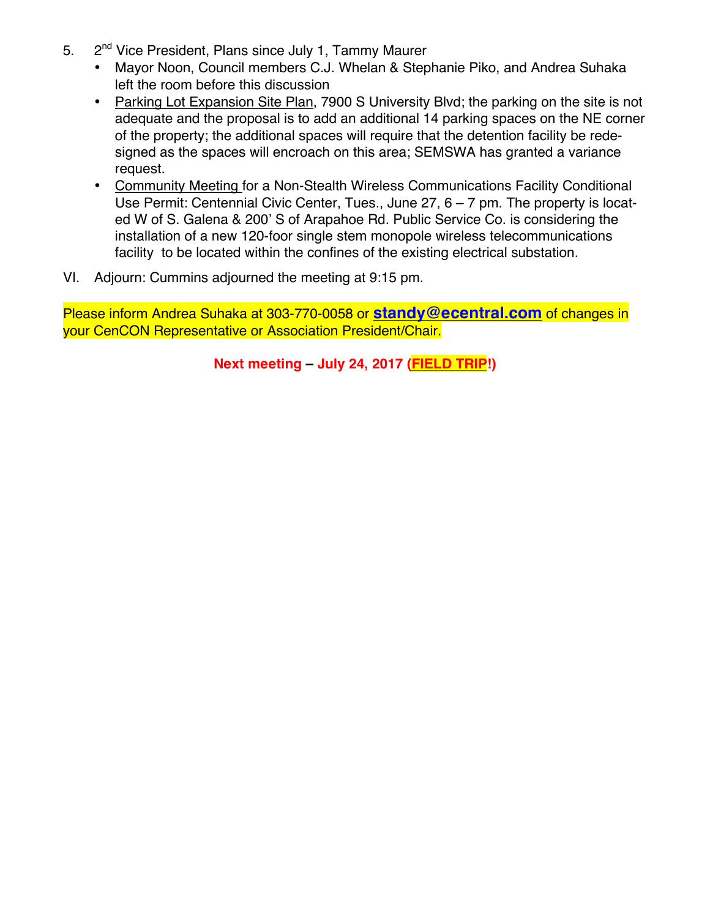5. 2nd Vice President, Plans since July 1, Tammy Maurer
   - Mayor Noon, Council members C.J. Whelan & Stephanie Piko, and Andrea Suhaka left the room before this discussion
   - Parking Lot Expansion Site Plan, 7900 S University Blvd; the parking on the site is not adequate and the proposal is to add an additional 14 parking spaces on the NE corner of the property; the additional spaces will require that the detention facility be redesigned as the spaces will encroach on this area; SEMSWA has granted a variance request.
   - Community Meeting for a Non-Stealth Wireless Communications Facility Conditional Use Permit: Centennial Civic Center, Tues., June 27, 6 – 7 pm. The property is located W of S. Galena & 200' S of Arapahoe Rd. Public Service Co. is considering the installation of a new 120-foor single stem monopole wireless telecommunications facility to be located within the confines of the existing electrical substation.

VI. Adjourn: Cummins adjourned the meeting at 9:15 pm.

Please inform Andrea Suhaka at 303-770-0058 or **standy@ecentral.com** of changes in your CenCON Representative or Association President/Chair.

**Next meeting – July 24, 2017 (FIELD TRIP!)**